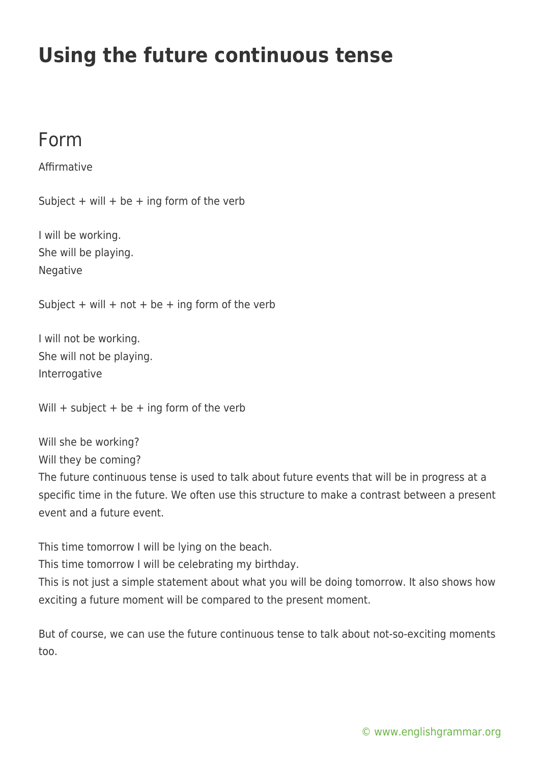# Using the future continuous tense

## Form

Affirmative

Subject + will + be + ing form of the verb

I will be working.
She will be playing.
Negative

Subject + will + not + be + ing form of the verb

I will not be working.
She will not be playing.
Interrogative

Will + subject + be + ing form of the verb

Will she be working?
Will they be coming?
The future continuous tense is used to talk about future events that will be in progress at a specific time in the future. We often use this structure to make a contrast between a present event and a future event.

This time tomorrow I will be lying on the beach.
This time tomorrow I will be celebrating my birthday.
This is not just a simple statement about what you will be doing tomorrow. It also shows how exciting a future moment will be compared to the present moment.

But of course, we can use the future continuous tense to talk about not-so-exciting moments too.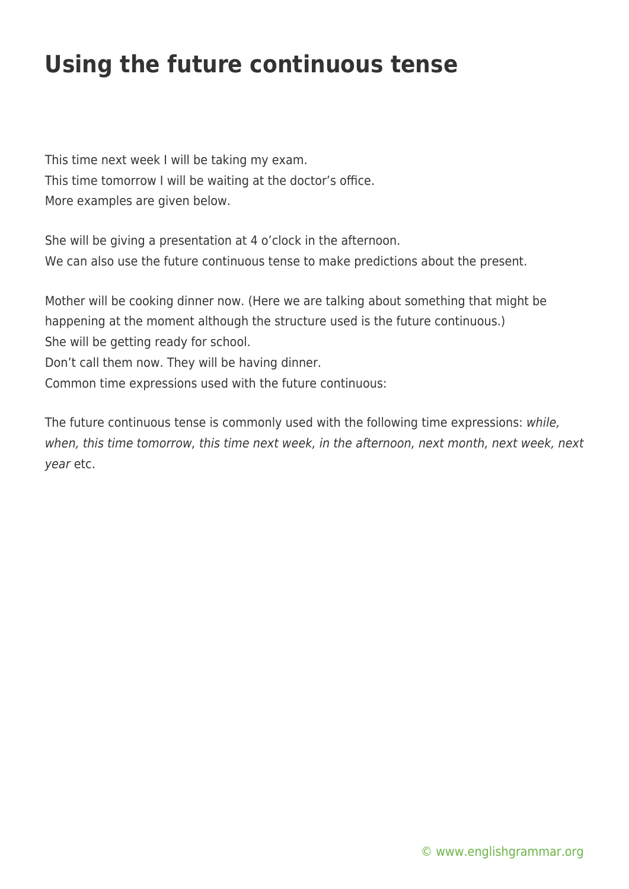# Using the future continuous tense

This time next week I will be taking my exam.
This time tomorrow I will be waiting at the doctor's office.
More examples are given below.

She will be giving a presentation at 4 o'clock in the afternoon.
We can also use the future continuous tense to make predictions about the present.

Mother will be cooking dinner now. (Here we are talking about something that might be happening at the moment although the structure used is the future continuous.)
She will be getting ready for school.
Don't call them now. They will be having dinner.
Common time expressions used with the future continuous:

The future continuous tense is commonly used with the following time expressions: *while, when, this time tomorrow, this time next week, in the afternoon, next month, next week, next year* etc.

© www.englishgrammar.org